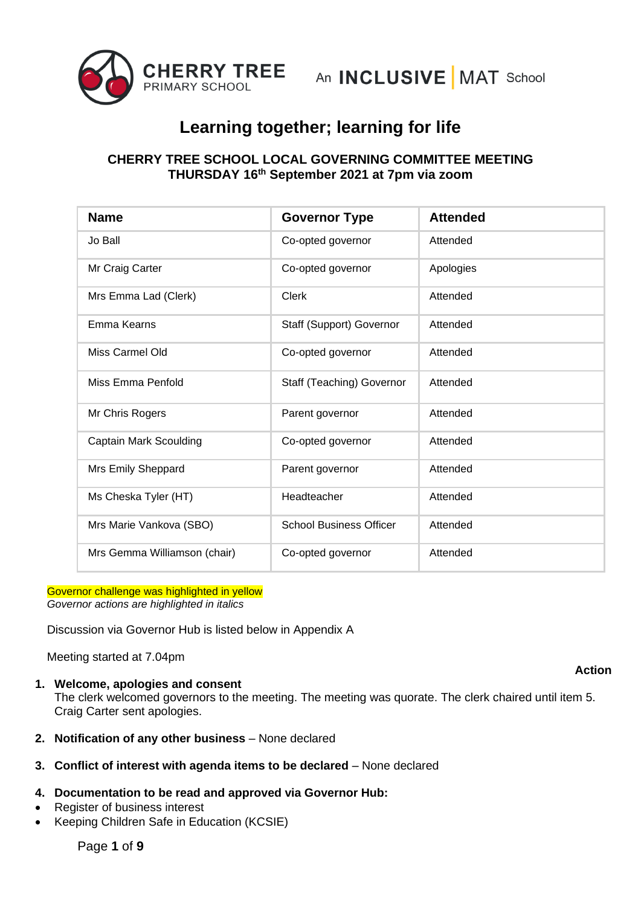CHERRY TREE PRIMARY SCHOOL

An INCLUSIVE | MAT School

# Learning together; learning for life

## CHERRY TREE SCHOOL LOCAL GOVERNING COMMITTEE MEETING
## THURSDAY 16th September 2021 at 7pm via zoom

| Name | Governor Type | Attended |
|---|---|---|
| Jo Ball | Co-opted governor | Attended |
| Mr Craig Carter | Co-opted governor | Apologies |
| Mrs Emma Lad (Clerk) | Clerk | Attended |
| Emma Kearns | Staff (Support) Governor | Attended |
| Miss Carmel Old | Co-opted governor | Attended |
| Miss Emma Penfold | Staff (Teaching) Governor | Attended |
| Mr Chris Rogers | Parent governor | Attended |
| Captain Mark Scoulding | Co-opted governor | Attended |
| Mrs Emily Sheppard | Parent governor | Attended |
| Ms Cheska Tyler (HT) | Headteacher | Attended |
| Mrs Marie Vankova (SBO) | School Business Officer | Attended |
| Mrs Gemma Williamson (chair) | Co-opted governor | Attended |

Governor challenge was highlighted in yellow
*Governor actions are highlighted in italics*

Discussion via Governor Hub is listed below in Appendix A

Meeting started at 7.04pm

**Action**

1. **Welcome, apologies and consent**
   The clerk welcomed governors to the meeting. The meeting was quorate. The clerk chaired until item 5. Craig Carter sent apologies.

2. **Notification of any other business** – None declared

3. **Conflict of interest with agenda items to be declared** – None declared

4. **Documentation to be read and approved via Governor Hub:**

- Register of business interest
- Keeping Children Safe in Education (KCSIE)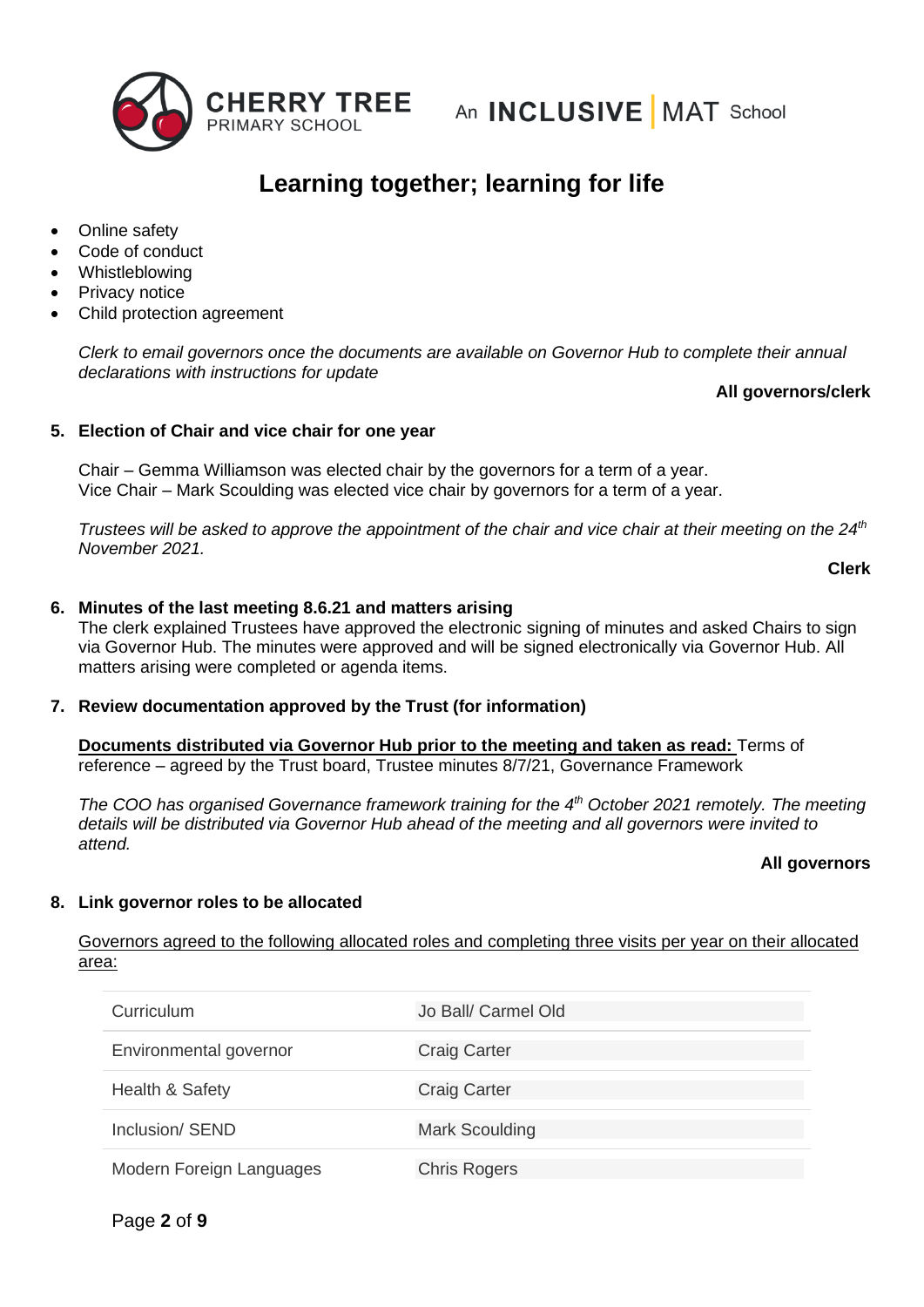- Online safety
- Code of conduct
- Whistleblowing
- Privacy notice
- Child protection agreement

*Clerk to email governors once the documents are available on Governor Hub to complete their annual declarations with instructions for update*

**All governors/clerk**

**5. Election of Chair and vice chair for one year**

Chair – Gemma Williamson was elected chair by the governors for a term of a year.
Vice Chair – Mark Scoulding was elected vice chair by governors for a term of a year.

*Trustees will be asked to approve the appointment of the chair and vice chair at their meeting on the 24th November 2021.*

**Clerk**

**6. Minutes of the last meeting 8.6.21 and matters arising**

The clerk explained Trustees have approved the electronic signing of minutes and asked Chairs to sign via Governor Hub. The minutes were approved and will be signed electronically via Governor Hub. All matters arising were completed or agenda items.

**7. Review documentation approved by the Trust (for information)**

**Documents distributed via Governor Hub prior to the meeting and taken as read:** Terms of reference – agreed by the Trust board, Trustee minutes 8/7/21, Governance Framework

*The COO has organised Governance framework training for the 4th October 2021 remotely. The meeting details will be distributed via Governor Hub ahead of the meeting and all governors were invited to attend.*

**All governors**

**8. Link governor roles to be allocated**

Governors agreed to the following allocated roles and completing three visits per year on their allocated area:

| | |
|---|---|
| Curriculum | Jo Ball/ Carmel Old |
| Environmental governor | Craig Carter |
| Health & Safety | Craig Carter |
| Inclusion/ SEND | Mark Scoulding |
| Modern Foreign Languages | Chris Rogers |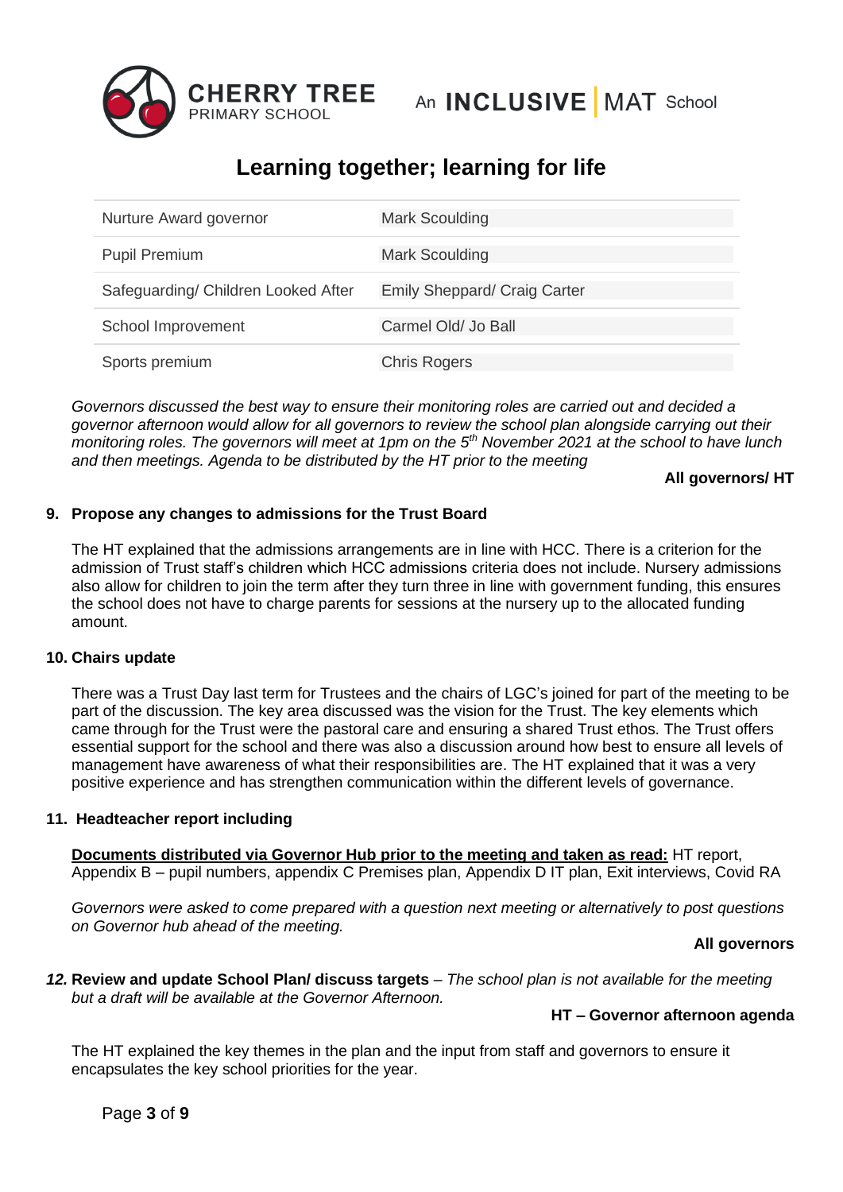| Nurture Award governor | Mark Scoulding |
|---|---|
| Pupil Premium | Mark Scoulding |
| Safeguarding/ Children Looked After | Emily Sheppard/ Craig Carter |
| School Improvement | Carmel Old/ Jo Ball |
| Sports premium | Chris Rogers |

*Governors discussed the best way to ensure their monitoring roles are carried out and decided a governor afternoon would allow for all governors to review the school plan alongside carrying out their monitoring roles. The governors will meet at 1pm on the 5th November 2021 at the school to have lunch and then meetings. Agenda to be distributed by the HT prior to the meeting*

**All governors/ HT**

**9. Propose any changes to admissions for the Trust Board**

The HT explained that the admissions arrangements are in line with HCC. There is a criterion for the admission of Trust staff's children which HCC admissions criteria does not include. Nursery admissions also allow for children to join the term after they turn three in line with government funding, this ensures the school does not have to charge parents for sessions at the nursery up to the allocated funding amount.

**10. Chairs update**

There was a Trust Day last term for Trustees and the chairs of LGC's joined for part of the meeting to be part of the discussion. The key area discussed was the vision for the Trust. The key elements which came through for the Trust were the pastoral care and ensuring a shared Trust ethos. The Trust offers essential support for the school and there was also a discussion around how best to ensure all levels of management have awareness of what their responsibilities are. The HT explained that it was a very positive experience and has strengthen communication within the different levels of governance.

**11. Headteacher report including**

**Documents distributed via Governor Hub prior to the meeting and taken as read:** HT report, Appendix B – pupil numbers, appendix C Premises plan, Appendix D IT plan, Exit interviews, Covid RA

*Governors were asked to come prepared with a question next meeting or alternatively to post questions on Governor hub ahead of the meeting.*

**All governors**

***12.*** **Review and update School Plan/ discuss targets** – *The school plan is not available for the meeting but a draft will be available at the Governor Afternoon.*

**HT – Governor afternoon agenda**

The HT explained the key themes in the plan and the input from staff and governors to ensure it encapsulates the key school priorities for the year.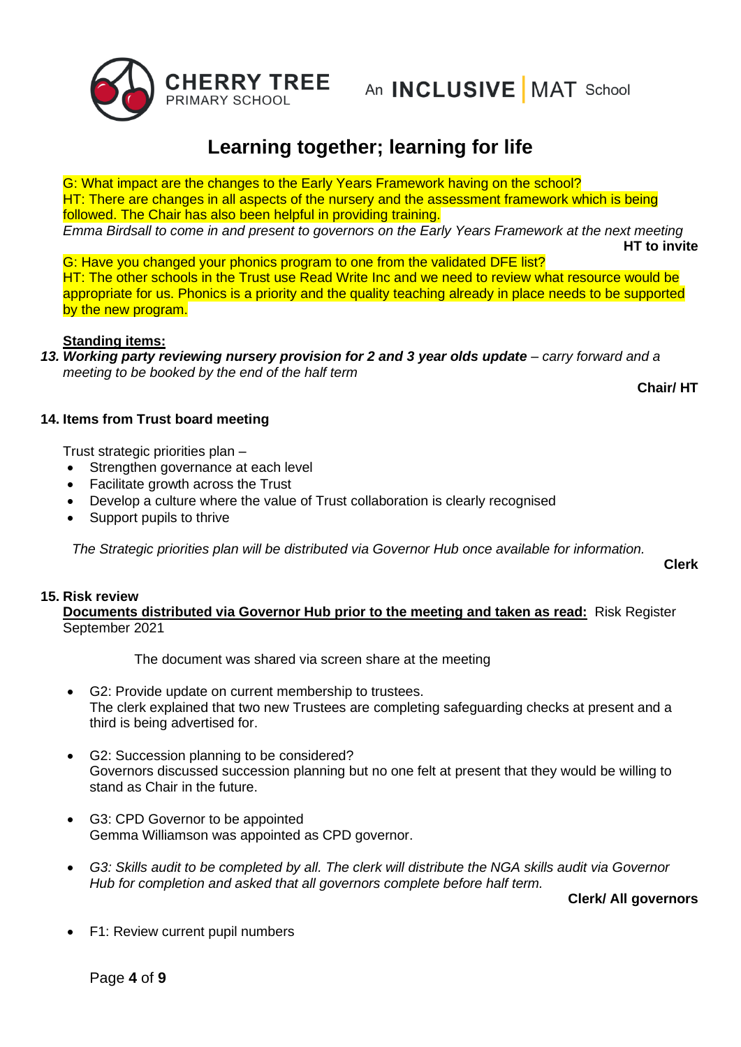G: What impact are the changes to the Early Years Framework having on the school?
HT: There are changes in all aspects of the nursery and the assessment framework which is being followed. The Chair has also been helpful in providing training.
*Emma Birdsall to come in and present to governors on the Early Years Framework at the next meeting*
**HT to invite**

G: Have you changed your phonics program to one from the validated DFE list?
HT: The other schools in the Trust use Read Write Inc and we need to review what resource would be appropriate for us. Phonics is a priority and the quality teaching already in place needs to be supported by the new program.

**Standing items:**

13. ***Working party reviewing nursery provision for 2 and 3 year olds update*** *– carry forward and a meeting to be booked by the end of the half term*
**Chair/ HT**

**14. Items from Trust board meeting**

Trust strategic priorities plan –

- Strengthen governance at each level
- Facilitate growth across the Trust
- Develop a culture where the value of Trust collaboration is clearly recognised
- Support pupils to thrive

*The Strategic priorities plan will be distributed via Governor Hub once available for information.*
**Clerk**

**15. Risk review**
**Documents distributed via Governor Hub prior to the meeting and taken as read:** Risk Register September 2021

The document was shared via screen share at the meeting

- G2: Provide update on current membership to trustees.
  The clerk explained that two new Trustees are completing safeguarding checks at present and a third is being advertised for.

- G2: Succession planning to be considered?
  Governors discussed succession planning but no one felt at present that they would be willing to stand as Chair in the future.

- G3: CPD Governor to be appointed
  Gemma Williamson was appointed as CPD governor.

- *G3: Skills audit to be completed by all. The clerk will distribute the NGA skills audit via Governor Hub for completion and asked that all governors complete before half term.*
  **Clerk/ All governors**

- F1: Review current pupil numbers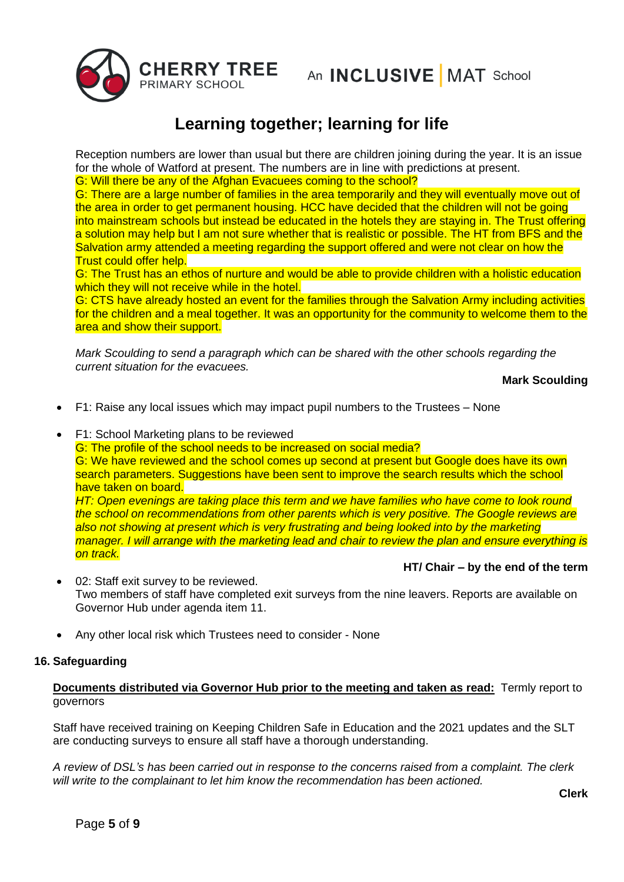# Learning together; learning for life

Reception numbers are lower than usual but there are children joining during the year. It is an issue for the whole of Watford at present. The numbers are in line with predictions at present.

G: Will there be any of the Afghan Evacuees coming to the school?

G: There are a large number of families in the area temporarily and they will eventually move out of the area in order to get permanent housing. HCC have decided that the children will not be going into mainstream schools but instead be educated in the hotels they are staying in. The Trust offering a solution may help but I am not sure whether that is realistic or possible. The HT from BFS and the Salvation army attended a meeting regarding the support offered and were not clear on how the Trust could offer help.

G: The Trust has an ethos of nurture and would be able to provide children with a holistic education which they will not receive while in the hotel.

G: CTS have already hosted an event for the families through the Salvation Army including activities for the children and a meal together. It was an opportunity for the community to welcome them to the area and show their support.

*Mark Scoulding to send a paragraph which can be shared with the other schools regarding the current situation for the evacuees.*

**Mark Scoulding**

- F1: Raise any local issues which may impact pupil numbers to the Trustees – None

- F1: School Marketing plans to be reviewed

  G: The profile of the school needs to be increased on social media?

  G: We have reviewed and the school comes up second at present but Google does have its own search parameters. Suggestions have been sent to improve the search results which the school have taken on board.

  *HT: Open evenings are taking place this term and we have families who have come to look round the school on recommendations from other parents which is very positive. The Google reviews are also not showing at present which is very frustrating and being looked into by the marketing manager. I will arrange with the marketing lead and chair to review the plan and ensure everything is on track.*

  **HT/ Chair – by the end of the term**

- 02: Staff exit survey to be reviewed.

  Two members of staff have completed exit surveys from the nine leavers. Reports are available on Governor Hub under agenda item 11.

- Any other local risk which Trustees need to consider - None

**16. Safeguarding**

**Documents distributed via Governor Hub prior to the meeting and taken as read:** Termly report to governors

Staff have received training on Keeping Children Safe in Education and the 2021 updates and the SLT are conducting surveys to ensure all staff have a thorough understanding.

*A review of DSL's has been carried out in response to the concerns raised from a complaint. The clerk will write to the complainant to let him know the recommendation has been actioned.*

**Clerk**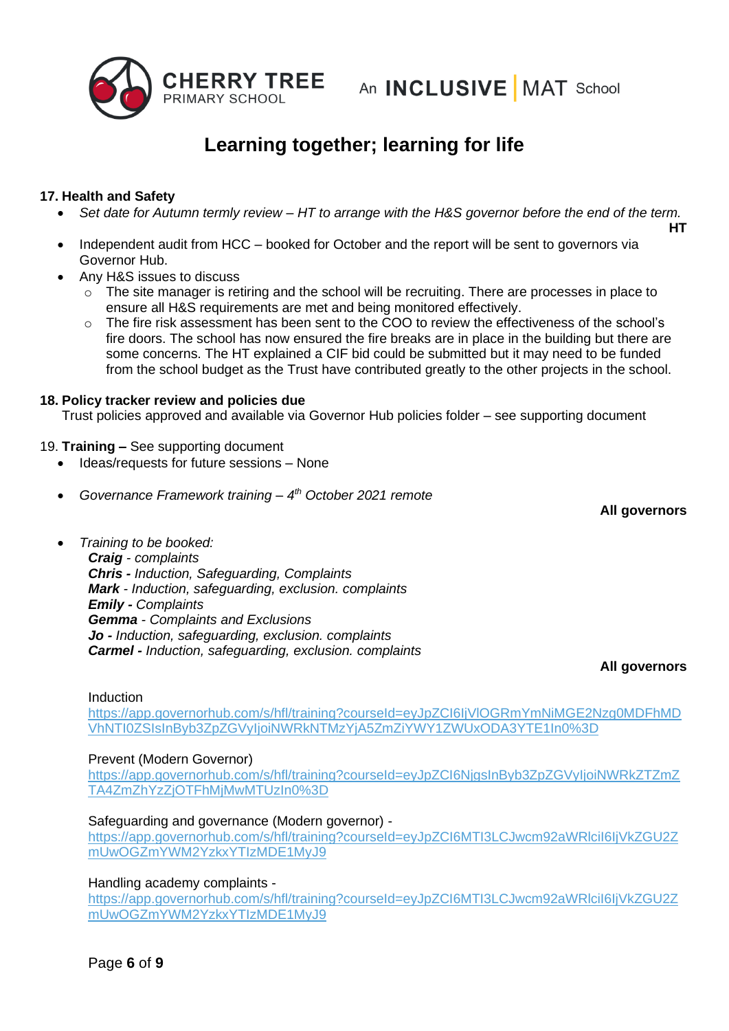# Learning together; learning for life

**17. Health and Safety**

- *Set date for Autumn termly review – HT to arrange with the H&S governor before the end of the term.* **HT**
- Independent audit from HCC – booked for October and the report will be sent to governors via Governor Hub.
- Any H&S issues to discuss
  - The site manager is retiring and the school will be recruiting. There are processes in place to ensure all H&S requirements are met and being monitored effectively.
  - The fire risk assessment has been sent to the COO to review the effectiveness of the school's fire doors. The school has now ensured the fire breaks are in place in the building but there are some concerns. The HT explained a CIF bid could be submitted but it may need to be funded from the school budget as the Trust have contributed greatly to the other projects in the school.

**18. Policy tracker review and policies due**

Trust policies approved and available via Governor Hub policies folder – see supporting document

19. **Training –** See supporting document

- Ideas/requests for future sessions – None
- *Governance Framework training – 4th October 2021 remote* **All governors**
- *Training to be booked:*
  ***Craig*** *- complaints*
  ***Chris -*** *Induction, Safeguarding, Complaints*
  ***Mark*** *- Induction, safeguarding, exclusion. complaints*
  ***Emily -*** *Complaints*
  ***Gemma*** *- Complaints and Exclusions*
  ***Jo -*** *Induction, safeguarding, exclusion. complaints*
  ***Carmel -*** *Induction, safeguarding, exclusion. complaints*

**All governors**

Induction
https://app.governorhub.com/s/hfl/training?courseId=eyJpZCI6IjVlOGRmYmNiMGE2Nzg0MDFhMDVhNTI0ZSIsInByb3ZpZGVyIjoiNWRkNTMzYjA5ZmZiYWY1ZWUxODA3YTE1In0%3D

Prevent (Modern Governor)
https://app.governorhub.com/s/hfl/training?courseId=eyJpZCI6NjgsInByb3ZpZGVyIjoiNWRkZTZmZTA4ZmZhYzZjOTFhMjMwMTUzIn0%3D

Safeguarding and governance (Modern governor) -
https://app.governorhub.com/s/hfl/training?courseId=eyJpZCI6MTI3LCJwcm92aWRlciI6IjVkZGU2ZmUwOGZmYWM2YzkxYTIzMDE1MyJ9

Handling academy complaints -
https://app.governorhub.com/s/hfl/training?courseId=eyJpZCI6MTI3LCJwcm92aWRlciI6IjVkZGU2ZmUwOGZmYWM2YzkxYTIzMDE1MyJ9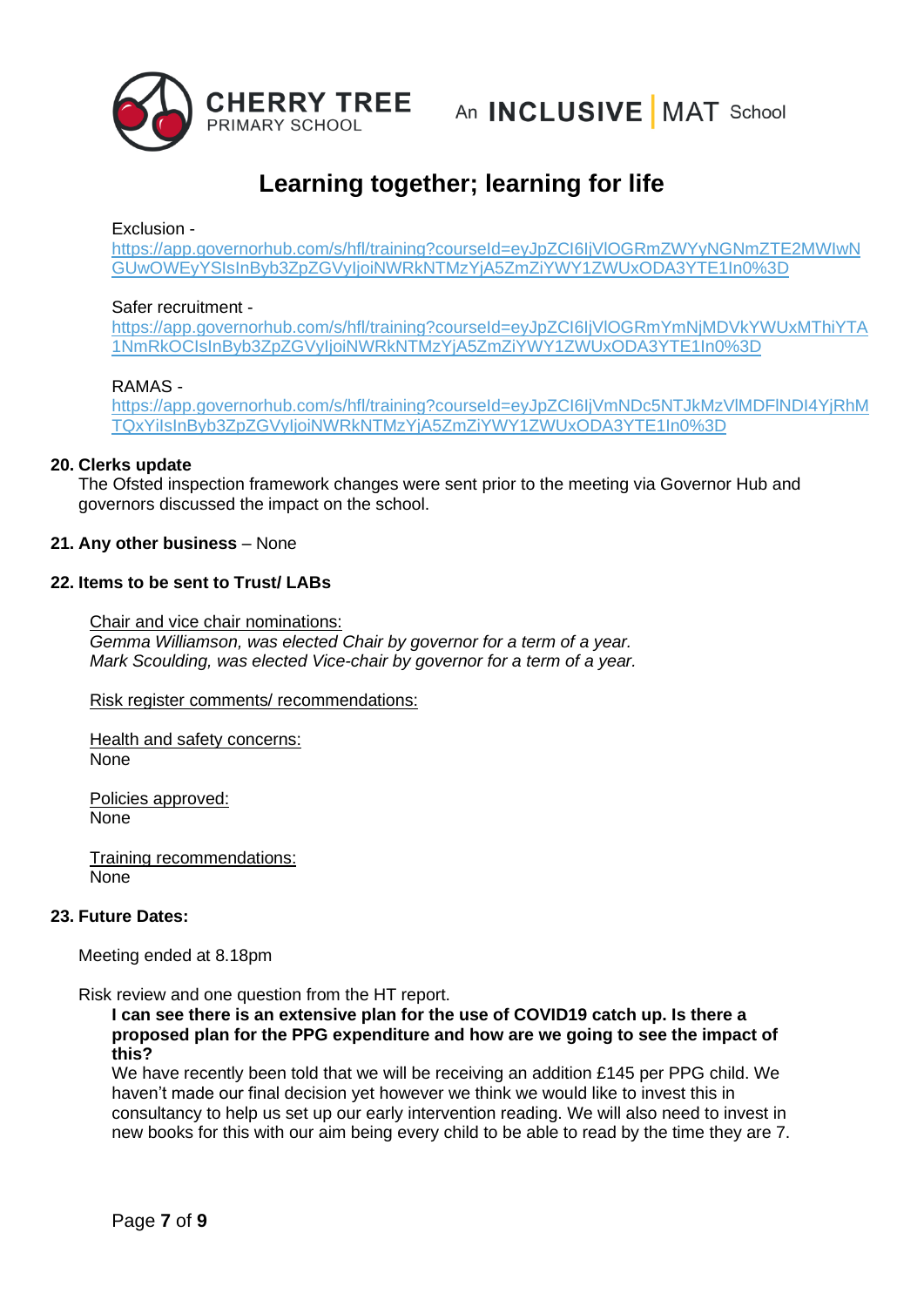Exclusion -
https://app.governorhub.com/s/hfl/training?courseId=eyJpZCI6IjVlOGRmZWYyNGNmZTE2MWIwNGUwOWEyYSIsInByb3ZpZGVyIjoiNWRkNTMzYjA5ZmZiYWY1ZWUxODA3YTE1In0%3D

Safer recruitment -
https://app.governorhub.com/s/hfl/training?courseId=eyJpZCI6IjVlOGRmYmNjMDVkYWUxMThiYTA1NmRkOCIsInByb3ZpZGVyIjoiNWRkNTMzYjA5ZmZiYWY1ZWUxODA3YTE1In0%3D

RAMAS -
https://app.governorhub.com/s/hfl/training?courseId=eyJpZCI6IjVmNDc5NTJkMzVlMDFlNDI4YjRhMTQxYiIsInByb3ZpZGVyIjoiNWRkNTMzYjA5ZmZiYWY1ZWUxODA3YTE1In0%3D

**20. Clerks update**

The Ofsted inspection framework changes were sent prior to the meeting via Governor Hub and governors discussed the impact on the school.

**21. Any other business** – None

**22. Items to be sent to Trust/ LABs**

Chair and vice chair nominations:
*Gemma Williamson, was elected Chair by governor for a term of a year.*
*Mark Scoulding, was elected Vice-chair by governor for a term of a year.*

Risk register comments/ recommendations:

Health and safety concerns:
None

Policies approved:
None

Training recommendations:
None

**23. Future Dates:**

Meeting ended at 8.18pm

Risk review and one question from the HT report.

**I can see there is an extensive plan for the use of COVID19 catch up. Is there a proposed plan for the PPG expenditure and how are we going to see the impact of this?**

We have recently been told that we will be receiving an addition £145 per PPG child. We haven't made our final decision yet however we think we would like to invest this in consultancy to help us set up our early intervention reading. We will also need to invest in new books for this with our aim being every child to be able to read by the time they are 7.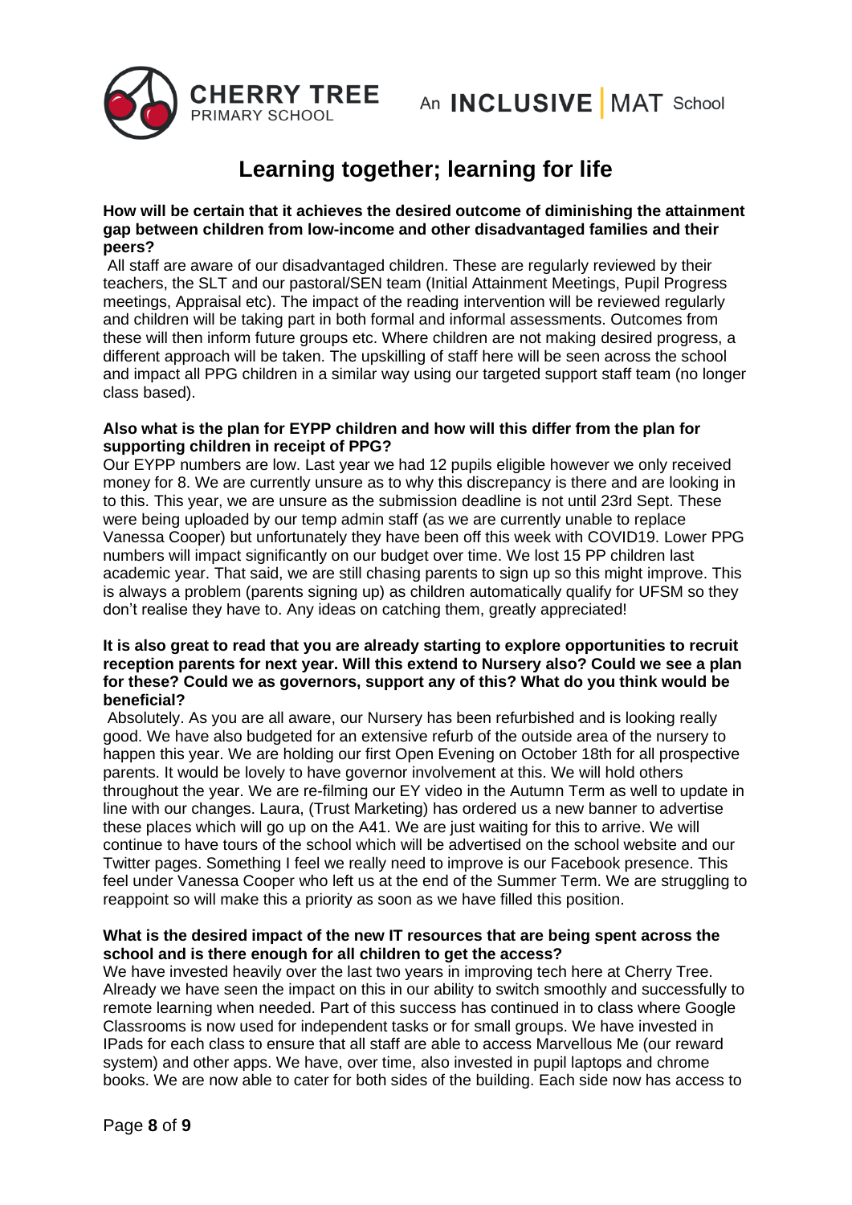# Learning together; learning for life

**How will be certain that it achieves the desired outcome of diminishing the attainment gap between children from low-income and other disadvantaged families and their peers?**

All staff are aware of our disadvantaged children. These are regularly reviewed by their teachers, the SLT and our pastoral/SEN team (Initial Attainment Meetings, Pupil Progress meetings, Appraisal etc). The impact of the reading intervention will be reviewed regularly and children will be taking part in both formal and informal assessments. Outcomes from these will then inform future groups etc. Where children are not making desired progress, a different approach will be taken. The upskilling of staff here will be seen across the school and impact all PPG children in a similar way using our targeted support staff team (no longer class based).

**Also what is the plan for EYPP children and how will this differ from the plan for supporting children in receipt of PPG?**

Our EYPP numbers are low. Last year we had 12 pupils eligible however we only received money for 8. We are currently unsure as to why this discrepancy is there and are looking in to this. This year, we are unsure as the submission deadline is not until 23rd Sept. These were being uploaded by our temp admin staff (as we are currently unable to replace Vanessa Cooper) but unfortunately they have been off this week with COVID19. Lower PPG numbers will impact significantly on our budget over time. We lost 15 PP children last academic year. That said, we are still chasing parents to sign up so this might improve. This is always a problem (parents signing up) as children automatically qualify for UFSM so they don't realise they have to. Any ideas on catching them, greatly appreciated!

**It is also great to read that you are already starting to explore opportunities to recruit reception parents for next year. Will this extend to Nursery also? Could we see a plan for these? Could we as governors, support any of this? What do you think would be beneficial?**

Absolutely. As you are all aware, our Nursery has been refurbished and is looking really good. We have also budgeted for an extensive refurb of the outside area of the nursery to happen this year. We are holding our first Open Evening on October 18th for all prospective parents. It would be lovely to have governor involvement at this. We will hold others throughout the year. We are re-filming our EY video in the Autumn Term as well to update in line with our changes. Laura, (Trust Marketing) has ordered us a new banner to advertise these places which will go up on the A41. We are just waiting for this to arrive. We will continue to have tours of the school which will be advertised on the school website and our Twitter pages. Something I feel we really need to improve is our Facebook presence. This feel under Vanessa Cooper who left us at the end of the Summer Term. We are struggling to reappoint so will make this a priority as soon as we have filled this position.

**What is the desired impact of the new IT resources that are being spent across the school and is there enough for all children to get the access?**

We have invested heavily over the last two years in improving tech here at Cherry Tree. Already we have seen the impact on this in our ability to switch smoothly and successfully to remote learning when needed. Part of this success has continued in to class where Google Classrooms is now used for independent tasks or for small groups. We have invested in IPads for each class to ensure that all staff are able to access Marvellous Me (our reward system) and other apps. We have, over time, also invested in pupil laptops and chrome books. We are now able to cater for both sides of the building. Each side now has access to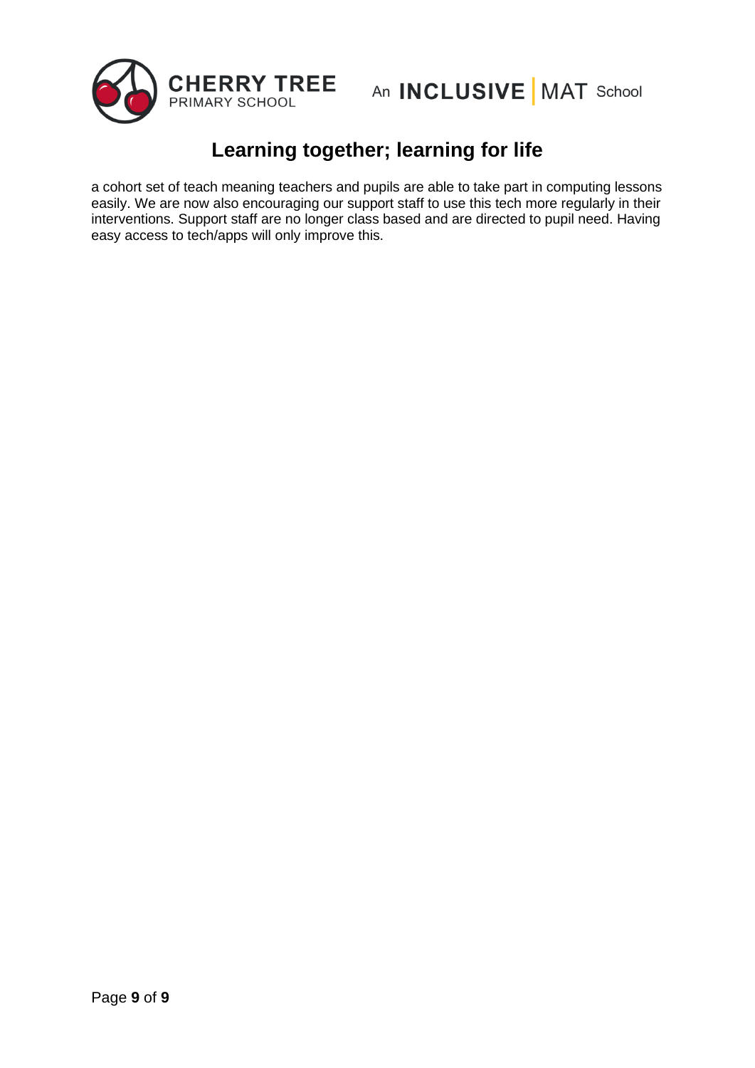a cohort set of teach meaning teachers and pupils are able to take part in computing lessons easily. We are now also encouraging our support staff to use this tech more regularly in their interventions. Support staff are no longer class based and are directed to pupil need. Having easy access to tech/apps will only improve this.